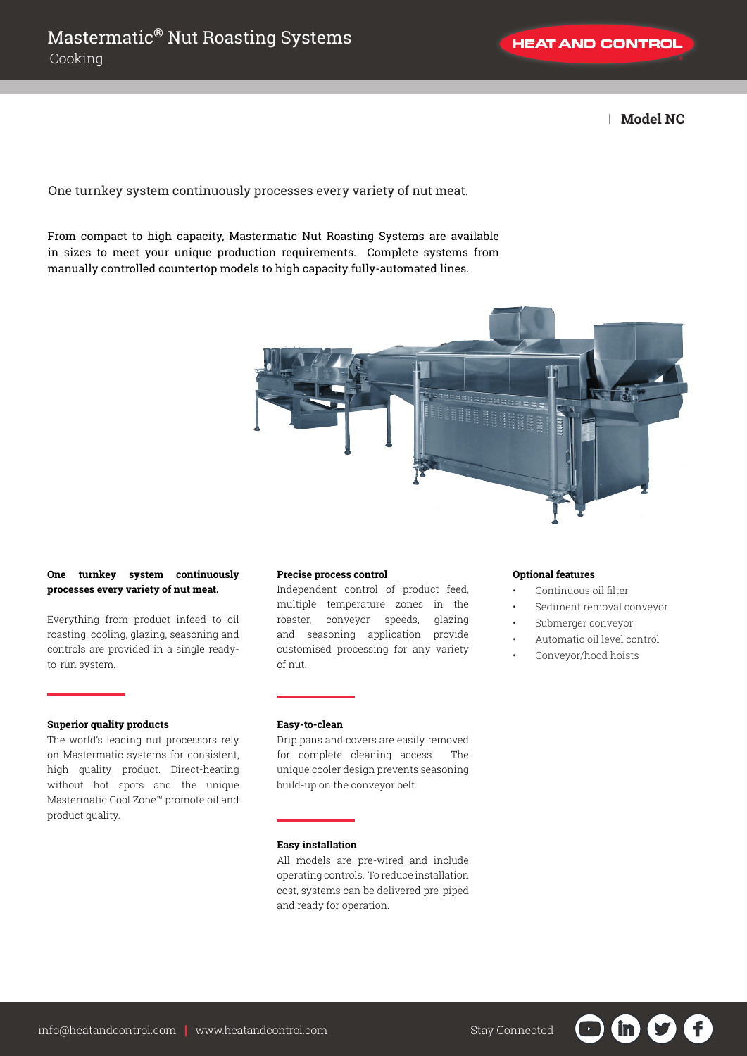# Mastermatic® Nut Roasting Systems

Cooking

HEAT AND CONTROL

**Model NC**

One turnkey system continuously processes every variety of nut meat.

From compact to high capacity, Mastermatic Nut Roasting Systems are available in sizes to meet your unique production requirements. Complete systems from manually controlled countertop models to high capacity fully-automated lines.

**One turnkey system continuously processes every variety of nut meat.**

Everything from product infeed to oil roasting, cooling, glazing, seasoning and controls are provided in a single ready-to-run system.

### Superior quality products

The world's leading nut processors rely on Mastermatic systems for consistent, high quality product. Direct-heating without hot spots and the unique Mastermatic Cool Zone™ promote oil and product quality.

### Precise process control

Independent control of product feed, multiple temperature zones in the roaster, conveyor speeds, glazing and seasoning application provide customised processing for any variety of nut.

### Easy-to-clean

Drip pans and covers are easily removed for complete cleaning access. The unique cooler design prevents seasoning build-up on the conveyor belt.

### Easy installation

All models are pre-wired and include operating controls. To reduce installation cost, systems can be delivered pre-piped and ready for operation.

### Optional features

- Continuous oil filter
- Sediment removal conveyor
- Submerger conveyor
- Automatic oil level control
- Conveyor/hood hoists

info@heatandcontrol.com | www.heatandcontrol.com

Stay Connected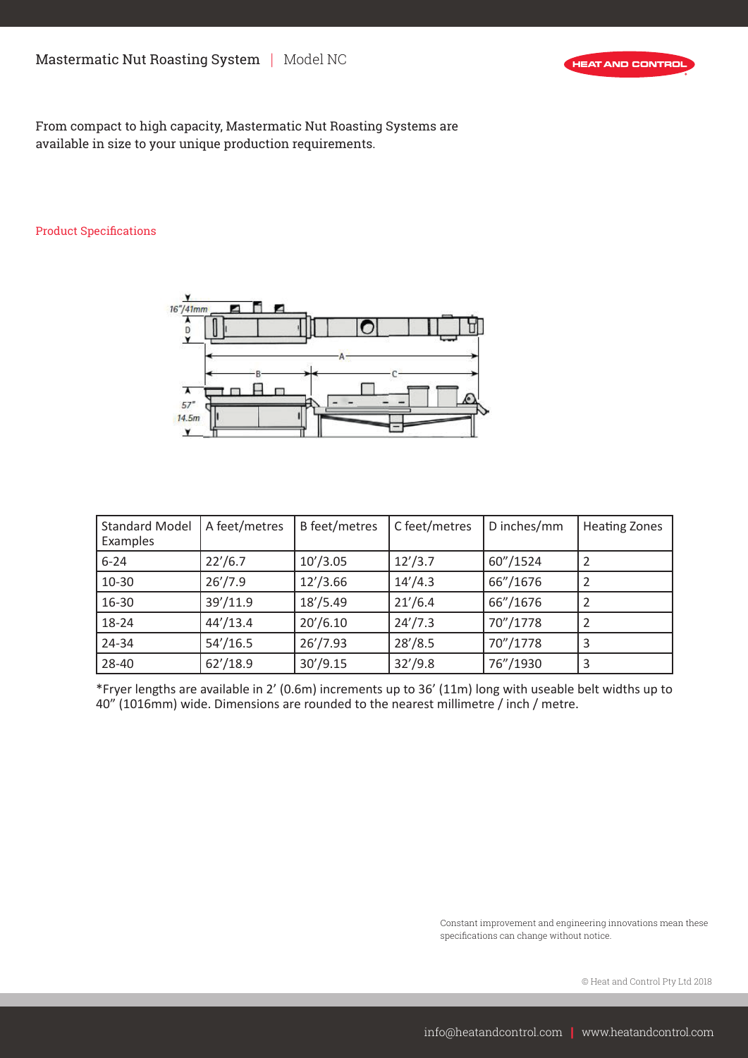From compact to high capacity, Mastermatic Nut Roasting Systems are available in size to your unique production requirements.

## Product Specifications

16"/41mm

D

A

B

C

57"

14.5m

| Standard Model Examples | A feet/metres | B feet/metres | C feet/metres | D inches/mm | Heating Zones |
|---|---|---|---|---|---|
| 6-24 | 22'/6.7 | 10'/3.05 | 12'/3.7 | 60"/1524 | 2 |
| 10-30 | 26'/7.9 | 12'/3.66 | 14'/4.3 | 66"/1676 | 2 |
| 16-30 | 39'/11.9 | 18'/5.49 | 21'/6.4 | 66"/1676 | 2 |
| 18-24 | 44'/13.4 | 20'/6.10 | 24'/7.3 | 70"/1778 | 2 |
| 24-34 | 54'/16.5 | 26'/7.93 | 28'/8.5 | 70"/1778 | 3 |
| 28-40 | 62'/18.9 | 30'/9.15 | 32'/9.8 | 76"/1930 | 3 |

*Fryer lengths are available in 2' (0.6m) increments up to 36' (11m) long with useable belt widths up to 40" (1016mm) wide. Dimensions are rounded to the nearest millimetre / inch / metre.

Constant improvement and engineering innovations mean these specifications can change without notice.

© Heat and Control Pty Ltd 2018

info@heatandcontrol.com | www.heatandcontrol.com